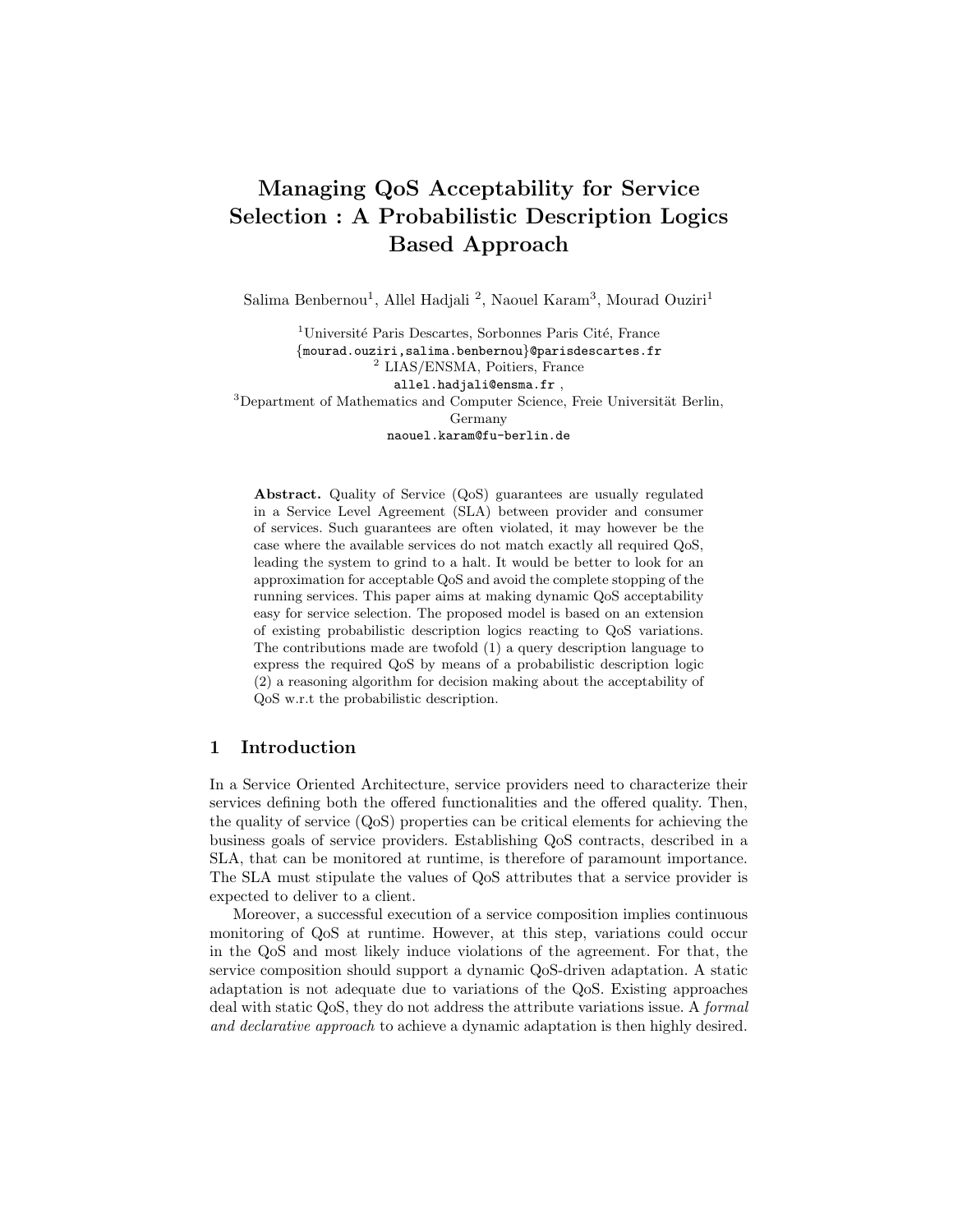# Managing QoS Acceptability for Service Selection : A Probabilistic Description Logics Based Approach

Salima Benbernou[1], Allel Hadjali [2], Naouel Karam[3], Mourad Ouziri[1]

[1]Université Paris Descartes, Sorbonnes Paris Cité, France
{mourad.ouziri,salima.benbernou}@parisdescartes.fr
[2] LIAS/ENSMA, Poitiers, France
allel.hadjali@ensma.fr ,
[3]Department of Mathematics and Computer Science, Freie Universität Berlin, Germany
naouel.karam@fu-berlin.de

**Abstract.** Quality of Service (QoS) guarantees are usually regulated in a Service Level Agreement (SLA) between provider and consumer of services. Such guarantees are often violated, it may however be the case where the available services do not match exactly all required QoS, leading the system to grind to a halt. It would be better to look for an approximation for acceptable QoS and avoid the complete stopping of the running services. This paper aims at making dynamic QoS acceptability easy for service selection. The proposed model is based on an extension of existing probabilistic description logics reacting to QoS variations. The contributions made are twofold (1) a query description language to express the required QoS by means of a probabilistic description logic (2) a reasoning algorithm for decision making about the acceptability of QoS w.r.t the probabilistic description.

## 1 Introduction

In a Service Oriented Architecture, service providers need to characterize their services defining both the offered functionalities and the offered quality. Then, the quality of service (QoS) properties can be critical elements for achieving the business goals of service providers. Establishing QoS contracts, described in a SLA, that can be monitored at runtime, is therefore of paramount importance. The SLA must stipulate the values of QoS attributes that a service provider is expected to deliver to a client.

Moreover, a successful execution of a service composition implies continuous monitoring of QoS at runtime. However, at this step, variations could occur in the QoS and most likely induce violations of the agreement. For that, the service composition should support a dynamic QoS-driven adaptation. A static adaptation is not adequate due to variations of the QoS. Existing approaches deal with static QoS, they do not address the attribute variations issue. A *formal and declarative approach* to achieve a dynamic adaptation is then highly desired.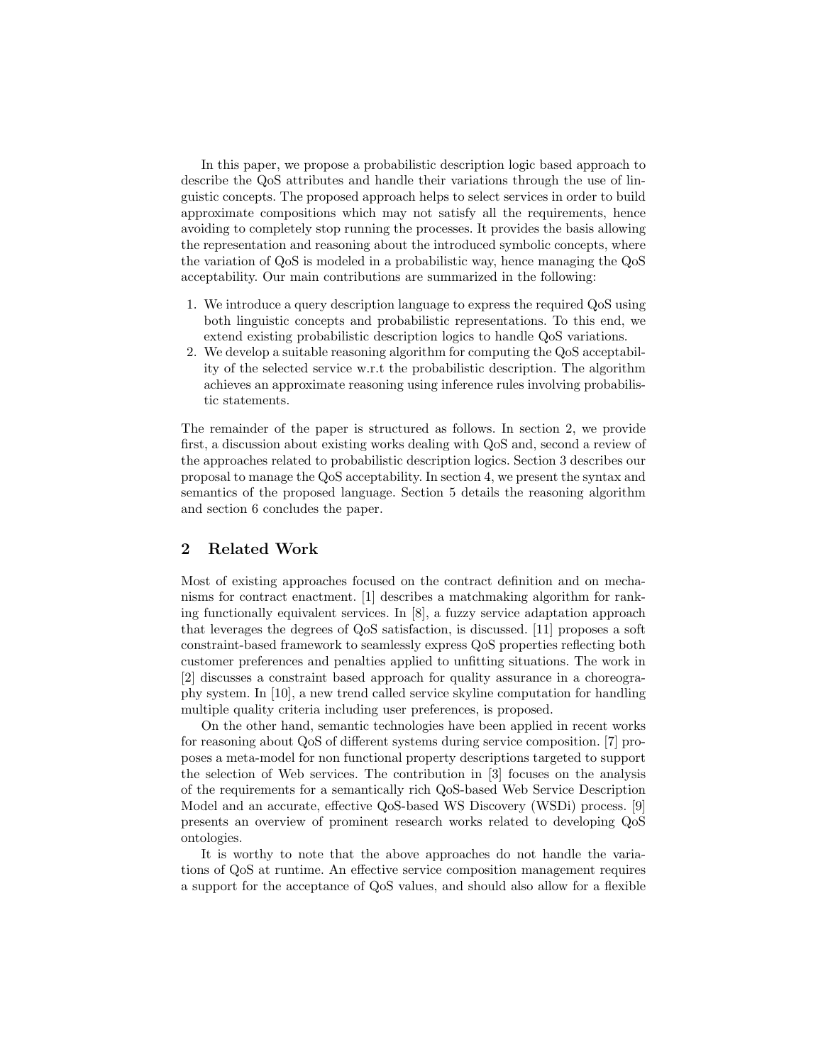In this paper, we propose a probabilistic description logic based approach to describe the QoS attributes and handle their variations through the use of linguistic concepts. The proposed approach helps to select services in order to build approximate compositions which may not satisfy all the requirements, hence avoiding to completely stop running the processes. It provides the basis allowing the representation and reasoning about the introduced symbolic concepts, where the variation of QoS is modeled in a probabilistic way, hence managing the QoS acceptability. Our main contributions are summarized in the following:

1. We introduce a query description language to express the required QoS using both linguistic concepts and probabilistic representations. To this end, we extend existing probabilistic description logics to handle QoS variations.
2. We develop a suitable reasoning algorithm for computing the QoS acceptability of the selected service w.r.t the probabilistic description. The algorithm achieves an approximate reasoning using inference rules involving probabilistic statements.

The remainder of the paper is structured as follows. In section 2, we provide first, a discussion about existing works dealing with QoS and, second a review of the approaches related to probabilistic description logics. Section 3 describes our proposal to manage the QoS acceptability. In section 4, we present the syntax and semantics of the proposed language. Section 5 details the reasoning algorithm and section 6 concludes the paper.

## 2 Related Work

Most of existing approaches focused on the contract definition and on mechanisms for contract enactment. [1] describes a matchmaking algorithm for ranking functionally equivalent services. In [8], a fuzzy service adaptation approach that leverages the degrees of QoS satisfaction, is discussed. [11] proposes a soft constraint-based framework to seamlessly express QoS properties reflecting both customer preferences and penalties applied to unfitting situations. The work in [2] discusses a constraint based approach for quality assurance in a choreography system. In [10], a new trend called service skyline computation for handling multiple quality criteria including user preferences, is proposed.

On the other hand, semantic technologies have been applied in recent works for reasoning about QoS of different systems during service composition. [7] proposes a meta-model for non functional property descriptions targeted to support the selection of Web services. The contribution in [3] focuses on the analysis of the requirements for a semantically rich QoS-based Web Service Description Model and an accurate, effective QoS-based WS Discovery (WSDi) process. [9] presents an overview of prominent research works related to developing QoS ontologies.

It is worthy to note that the above approaches do not handle the variations of QoS at runtime. An effective service composition management requires a support for the acceptance of QoS values, and should also allow for a flexible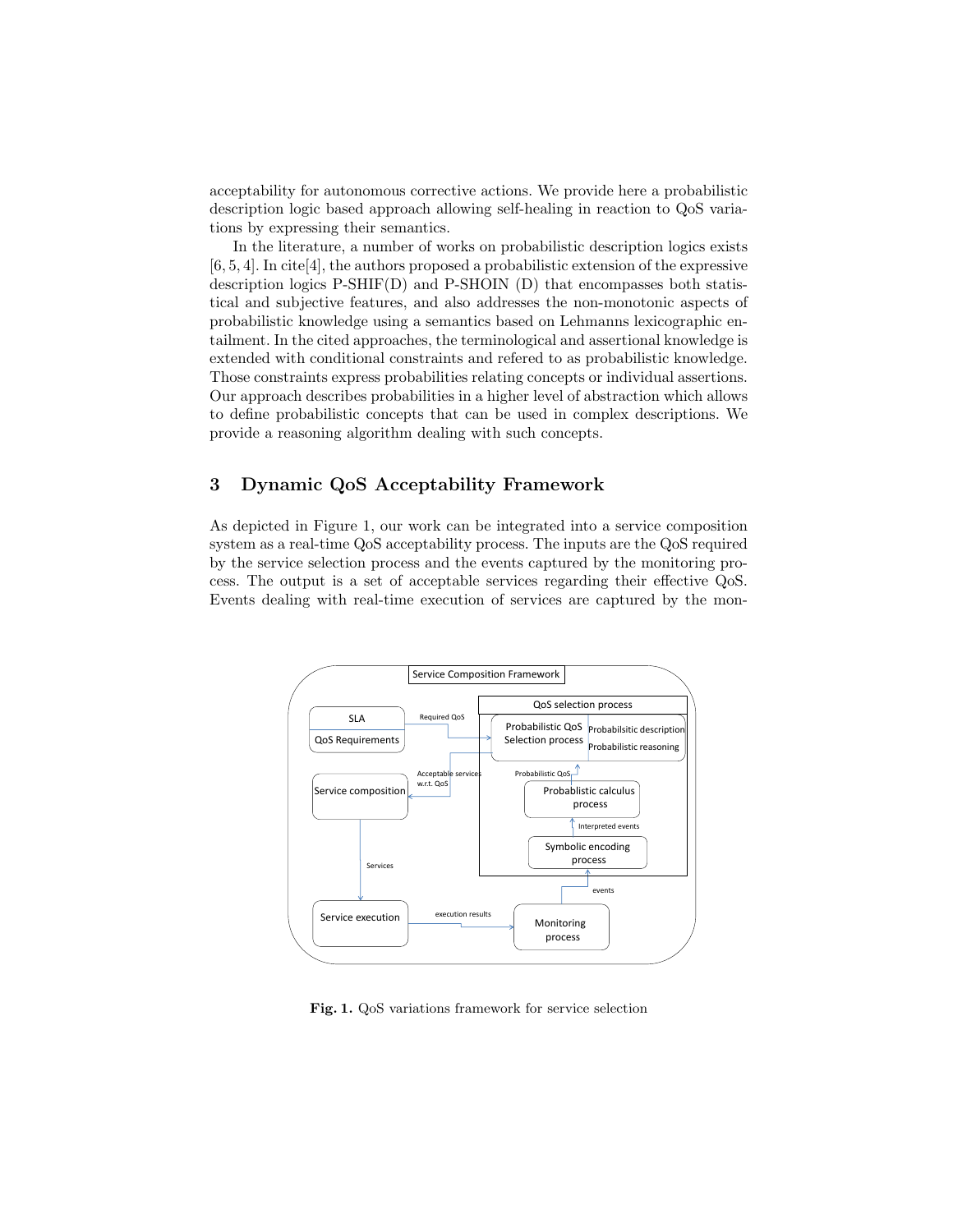acceptability for autonomous corrective actions. We provide here a probabilistic description logic based approach allowing self-healing in reaction to QoS variations by expressing their semantics.

In the literature, a number of works on probabilistic description logics exists [6, 5, 4]. In cite[4], the authors proposed a probabilistic extension of the expressive description logics P-SHIF(D) and P-SHOIN (D) that encompasses both statistical and subjective features, and also addresses the non-monotonic aspects of probabilistic knowledge using a semantics based on Lehmanns lexicographic entailment. In the cited approaches, the terminological and assertional knowledge is extended with conditional constraints and refered to as probabilistic knowledge. Those constraints express probabilities relating concepts or individual assertions. Our approach describes probabilities in a higher level of abstraction which allows to define probabilistic concepts that can be used in complex descriptions. We provide a reasoning algorithm dealing with such concepts.

## 3 Dynamic QoS Acceptability Framework

As depicted in Figure 1, our work can be integrated into a service composition system as a real-time QoS acceptability process. The inputs are the QoS required by the service selection process and the events captured by the monitoring process. The output is a set of acceptable services regarding their effective QoS. Events dealing with real-time execution of services are captured by the mon-

**Fig. 1.** QoS variations framework for service selection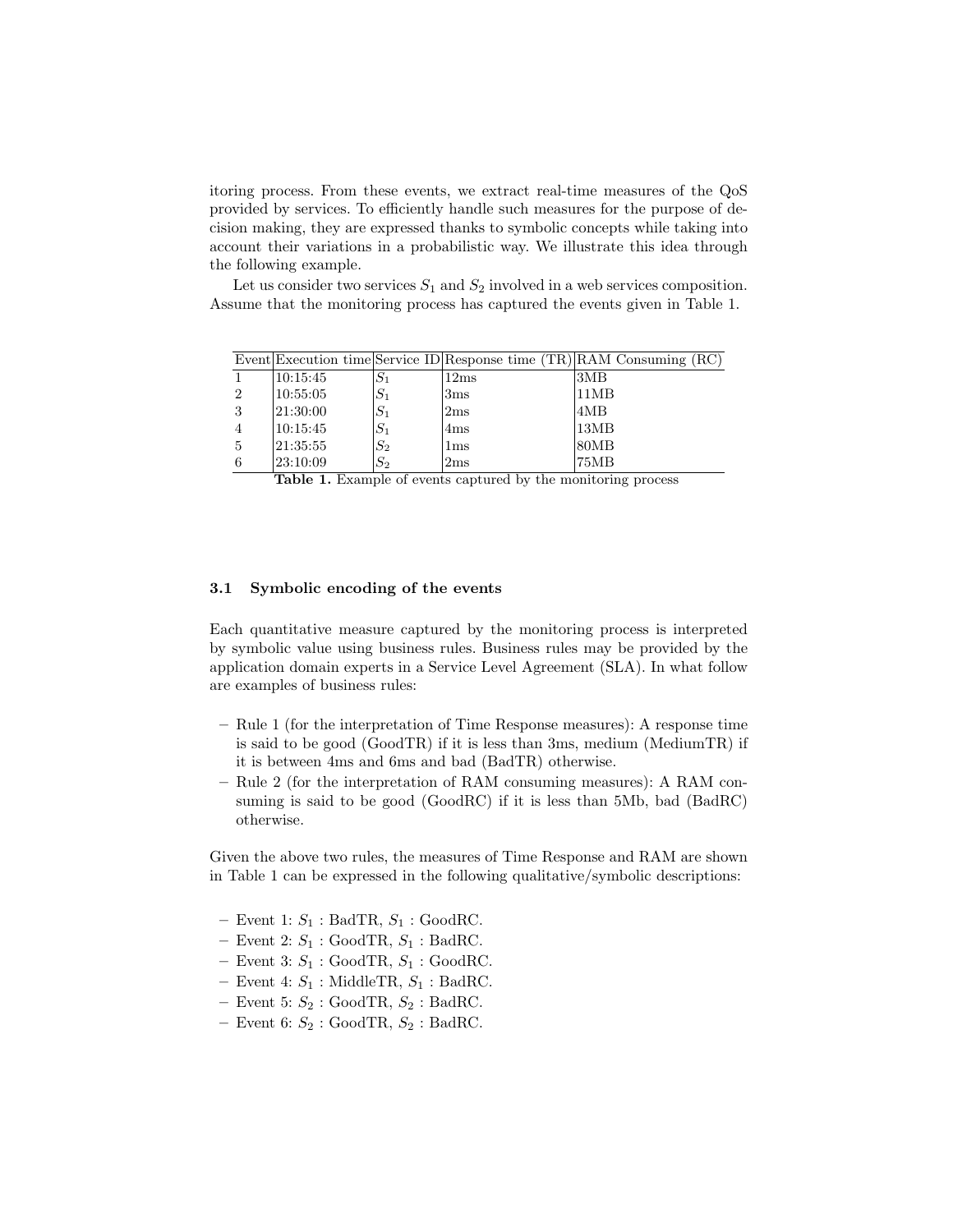itoring process. From these events, we extract real-time measures of the QoS provided by services. To efficiently handle such measures for the purpose of decision making, they are expressed thanks to symbolic concepts while taking into account their variations in a probabilistic way. We illustrate this idea through the following example.

Let us consider two services $S_1$ and $S_2$ involved in a web services composition. Assume that the monitoring process has captured the events given in Table 1.

| Event | Execution time | Service ID | Response time (TR) | RAM Consuming (RC) |
|---|---|---|---|---|
| 1 | 10:15:45 | $S_1$ | 12ms | 3MB |
| 2 | 10:55:05 | $S_1$ | 3ms | 11MB |
| 3 | 21:30:00 | $S_1$ | 2ms | 4MB |
| 4 | 10:15:45 | $S_1$ | 4ms | 13MB |
| 5 | 21:35:55 | $S_2$ | 1ms | 80MB |
| 6 | 23:10:09 | $S_2$ | 2ms | 75MB |

**Table 1.** Example of events captured by the monitoring process

### 3.1 Symbolic encoding of the events

Each quantitative measure captured by the monitoring process is interpreted by symbolic value using business rules. Business rules may be provided by the application domain experts in a Service Level Agreement (SLA). In what follow are examples of business rules:

- Rule 1 (for the interpretation of Time Response measures): A response time is said to be good (GoodTR) if it is less than 3ms, medium (MediumTR) if it is between 4ms and 6ms and bad (BadTR) otherwise.
- Rule 2 (for the interpretation of RAM consuming measures): A RAM consuming is said to be good (GoodRC) if it is less than 5Mb, bad (BadRC) otherwise.

Given the above two rules, the measures of Time Response and RAM are shown in Table 1 can be expressed in the following qualitative/symbolic descriptions:

- Event 1: $S_1$ : BadTR, $S_1$ : GoodRC.
- Event 2: $S_1$ : GoodTR, $S_1$ : BadRC.
- Event 3: $S_1$ : GoodTR, $S_1$ : GoodRC.
- Event 4: $S_1$ : MiddleTR, $S_1$ : BadRC.
- Event 5: $S_2$ : GoodTR, $S_2$ : BadRC.
- Event 6: $S_2$ : GoodTR, $S_2$ : BadRC.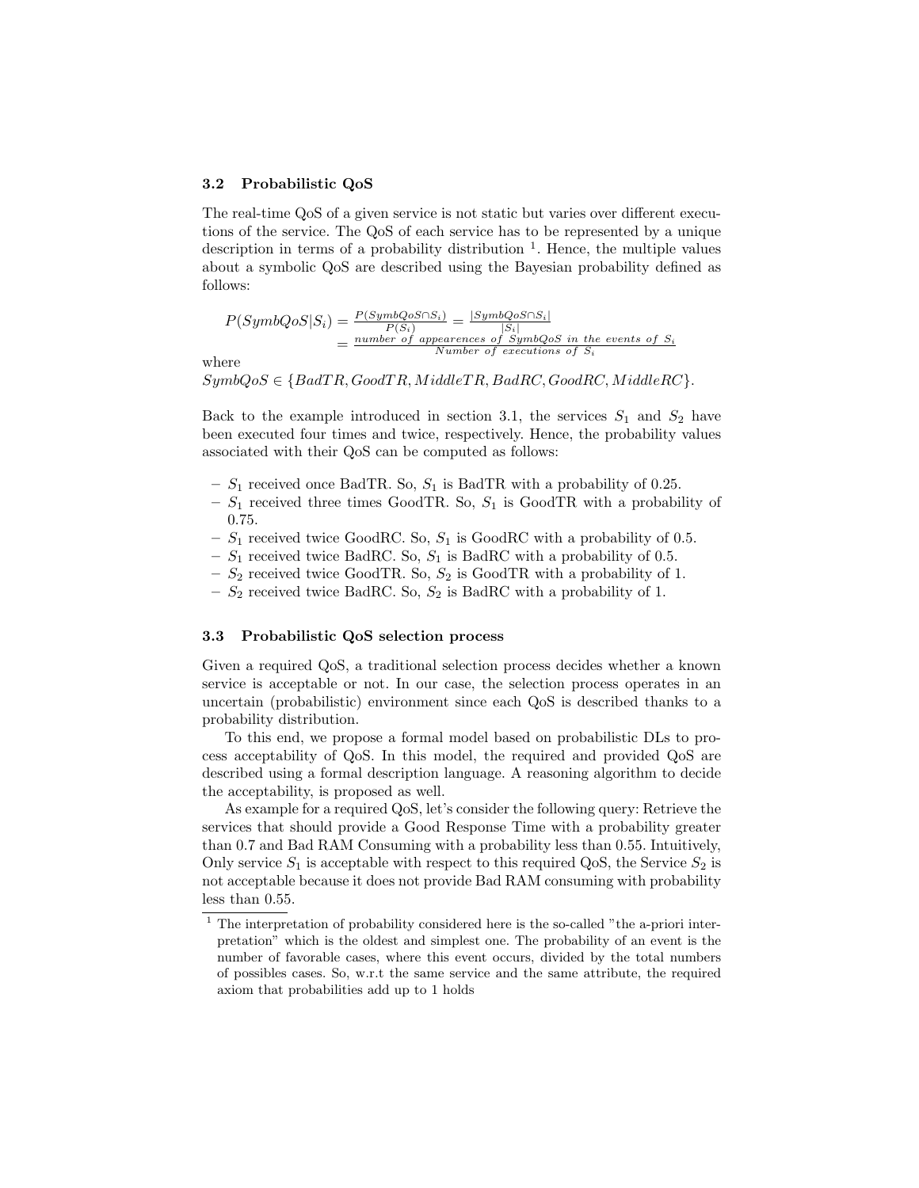### 3.2 Probabilistic QoS

The real-time QoS of a given service is not static but varies over different executions of the service. The QoS of each service has to be represented by a unique description in terms of a probability distribution [1]. Hence, the multiple values about a symbolic QoS are described using the Bayesian probability defined as follows:

$$
\begin{aligned}
P(SymbQoS|S_i) &= \frac{P(SymbQoS \cap S_i)}{P(S_i)} = \frac{|SymbQoS \cap S_i|}{|S_i|} \\
&= \frac{\textit{number of appearences of SymbQoS in the events of } S_i}{\textit{Number of executions of } S_i}
\end{aligned}
$$

where
$SymbQoS \in \{BadTR, GoodTR, MiddleTR, BadRC, GoodRC, MiddleRC\}$.

Back to the example introduced in section 3.1, the services $S_1$ and $S_2$ have been executed four times and twice, respectively. Hence, the probability values associated with their QoS can be computed as follows:

- $S_1$ received once BadTR. So, $S_1$ is BadTR with a probability of 0.25.
- $S_1$ received three times GoodTR. So, $S_1$ is GoodTR with a probability of 0.75.
- $S_1$ received twice GoodRC. So, $S_1$ is GoodRC with a probability of 0.5.
- $S_1$ received twice BadRC. So, $S_1$ is BadRC with a probability of 0.5.
- $S_2$ received twice GoodTR. So, $S_2$ is GoodTR with a probability of 1.
- $S_2$ received twice BadRC. So, $S_2$ is BadRC with a probability of 1.

### 3.3 Probabilistic QoS selection process

Given a required QoS, a traditional selection process decides whether a known service is acceptable or not. In our case, the selection process operates in an uncertain (probabilistic) environment since each QoS is described thanks to a probability distribution.

To this end, we propose a formal model based on probabilistic DLs to process acceptability of QoS. In this model, the required and provided QoS are described using a formal description language. A reasoning algorithm to decide the acceptability, is proposed as well.

As example for a required QoS, let's consider the following query: Retrieve the services that should provide a Good Response Time with a probability greater than 0.7 and Bad RAM Consuming with a probability less than 0.55. Intuitively, Only service $S_1$ is acceptable with respect to this required QoS, the Service $S_2$ is not acceptable because it does not provide Bad RAM consuming with probability less than 0.55.

[1] The interpretation of probability considered here is the so-called "the a-priori interpretation" which is the oldest and simplest one. The probability of an event is the number of favorable cases, where this event occurs, divided by the total numbers of possibles cases. So, w.r.t the same service and the same attribute, the required axiom that probabilities add up to 1 holds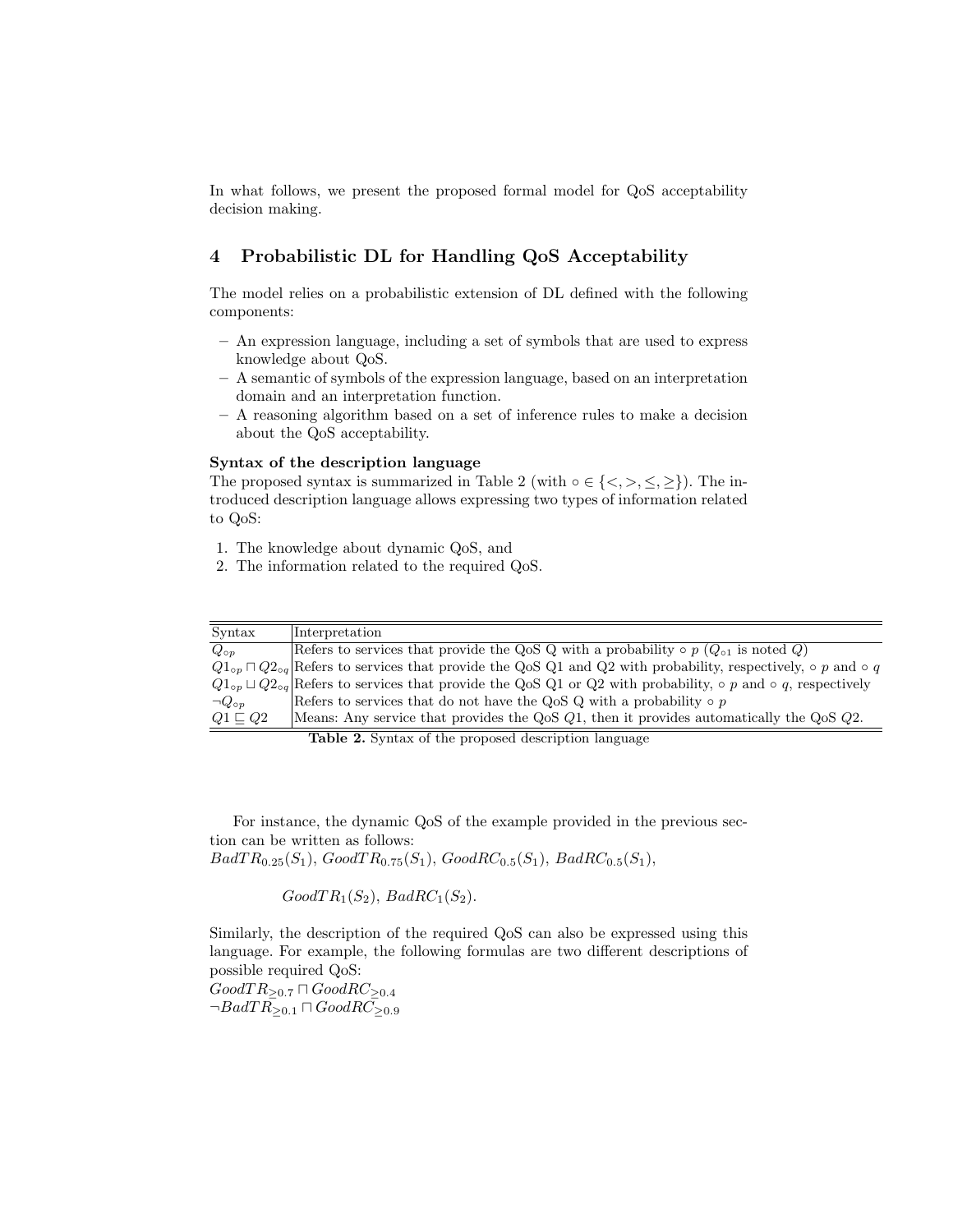In what follows, we present the proposed formal model for QoS acceptability decision making.

## 4 Probabilistic DL for Handling QoS Acceptability

The model relies on a probabilistic extension of DL defined with the following components:

- An expression language, including a set of symbols that are used to express knowledge about QoS.
- A semantic of symbols of the expression language, based on an interpretation domain and an interpretation function.
- A reasoning algorithm based on a set of inference rules to make a decision about the QoS acceptability.

**Syntax of the description language**

The proposed syntax is summarized in Table 2 (with $\circ \in \{<, >, \leq, \geq\}$). The introduced description language allows expressing two types of information related to QoS:

1. The knowledge about dynamic QoS, and
2. The information related to the required QoS.

| Syntax | Interpretation |
|---|---|
| $Q_{\circ p}$ | Refers to services that provide the QoS Q with a probability $\circ\ p$ ($Q_{\circ 1}$ is noted $Q$) |
| $Q1_{\circ p} \sqcap Q2_{\circ q}$ | Refers to services that provide the QoS Q1 and Q2 with probability, respectively, $\circ\ p$ and $\circ\ q$ |
| $Q1_{\circ p} \sqcup Q2_{\circ q}$ | Refers to services that provide the QoS Q1 or Q2 with probability, $\circ\ p$ and $\circ\ q$, respectively |
| $\neg Q_{\circ p}$ | Refers to services that do not have the QoS Q with a probability $\circ\ p$ |
| $Q1 \sqsubseteq Q2$ | Means: Any service that provides the QoS $Q1$, then it provides automatically the QoS $Q2$. |

**Table 2.** Syntax of the proposed description language

For instance, the dynamic QoS of the example provided in the previous section can be written as follows:
$BadTR_{0.25}(S_1)$, $GoodTR_{0.75}(S_1)$, $GoodRC_{0.5}(S_1)$, $BadRC_{0.5}(S_1)$,

$GoodTR_1(S_2)$, $BadRC_1(S_2)$.

Similarly, the description of the required QoS can also be expressed using this language. For example, the following formulas are two different descriptions of possible required QoS:
$GoodTR_{\geq 0.7} \sqcap GoodRC_{\geq 0.4}$
$\neg BadTR_{\geq 0.1} \sqcap GoodRC_{\geq 0.9}$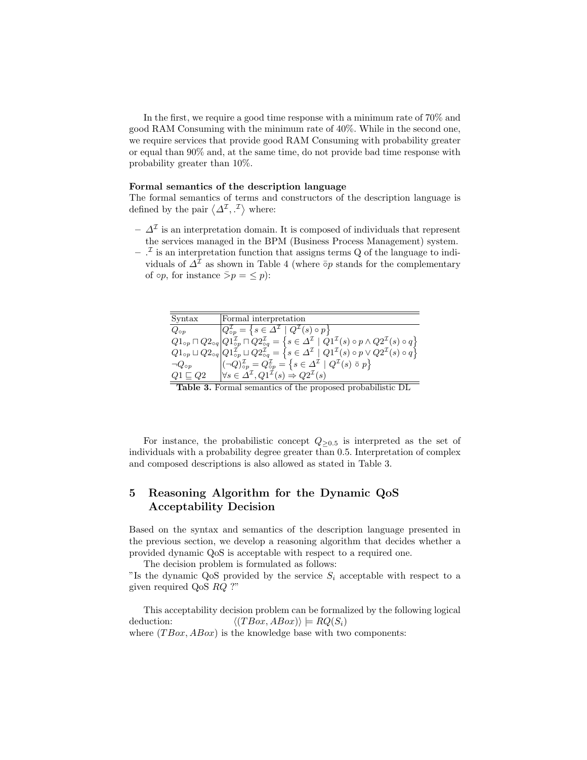In the first, we require a good time response with a minimum rate of 70% and good RAM Consuming with the minimum rate of 40%. While in the second one, we require services that provide good RAM Consuming with probability greater or equal than 90% and, at the same time, do not provide bad time response with probability greater than 10%.

**Formal semantics of the description language**
The formal semantics of terms and constructors of the description language is defined by the pair $\langle \Delta^{\mathcal{I}}, .^{\mathcal{I}} \rangle$ where:

- $\Delta^{\mathcal{I}}$ is an interpretation domain. It is composed of individuals that represent the services managed in the BPM (Business Process Management) system.
- $.^{\mathcal{I}}$ is an interpretation function that assigns terms Q of the language to individuals of $\Delta^{\mathcal{I}}$ as shown in Table 4 (where $\bar{\circ}p$ stands for the complementary of $\circ p$, for instance $\bar{>}p = \leq p$):

| Syntax | Formal interpretation |
|---|---|
| $Q_{\circ p}$ | $Q^{\mathcal{I}}_{\circ p} = \left\{ s \in \Delta^{\mathcal{I}} \mid Q^{\mathcal{I}}(s) \circ p \right\}$ |
| $Q1_{\circ p} \sqcap Q2_{\circ q}$ | $Q1^{\mathcal{I}}_{\circ p} \sqcap Q2^{\mathcal{I}}_{\circ q} = \left\{ s \in \Delta^{\mathcal{I}} \mid Q1^{\mathcal{I}}(s) \circ p \wedge Q2^{\mathcal{I}}(s) \circ q \right\}$ |
| $Q1_{\circ p} \sqcup Q2_{\circ q}$ | $Q1^{\mathcal{I}}_{\circ p} \sqcup Q2^{\mathcal{I}}_{\circ q} = \left\{ s \in \Delta^{\mathcal{I}} \mid Q1^{\mathcal{I}}(s) \circ p \vee Q2^{\mathcal{I}}(s) \circ q \right\}$ |
| $\neg Q_{\circ p}$ | $(\neg Q)^{\mathcal{I}}_{\circ p} = Q^{\mathcal{I}}_{\bar{\circ} p} = \left\{ s \in \Delta^{\mathcal{I}} \mid Q^{\mathcal{I}}(s) \ \bar{\circ} \ p \right\}$ |
| $Q1 \sqsubseteq Q2$ | $\forall s \in \Delta^{\mathcal{I}}, Q1^{\mathcal{I}}(s) \Rightarrow Q2^{\mathcal{I}}(s)$ |

**Table 3.** Formal semantics of the proposed probabilistic DL

For instance, the probabilistic concept $Q_{\geq 0.5}$ is interpreted as the set of individuals with a probability degree greater than 0.5. Interpretation of complex and composed descriptions is also allowed as stated in Table 3.

## 5 Reasoning Algorithm for the Dynamic QoS Acceptability Decision

Based on the syntax and semantics of the description language presented in the previous section, we develop a reasoning algorithm that decides whether a provided dynamic QoS is acceptable with respect to a required one.

The decision problem is formulated as follows:
"Is the dynamic QoS provided by the service $S_i$ acceptable with respect to a given required QoS $RQ$ ?"

This acceptability decision problem can be formalized by the following logical deduction: $\langle (TBox, ABox) \rangle \models RQ(S_i)$
where $(TBox, ABox)$ is the knowledge base with two components: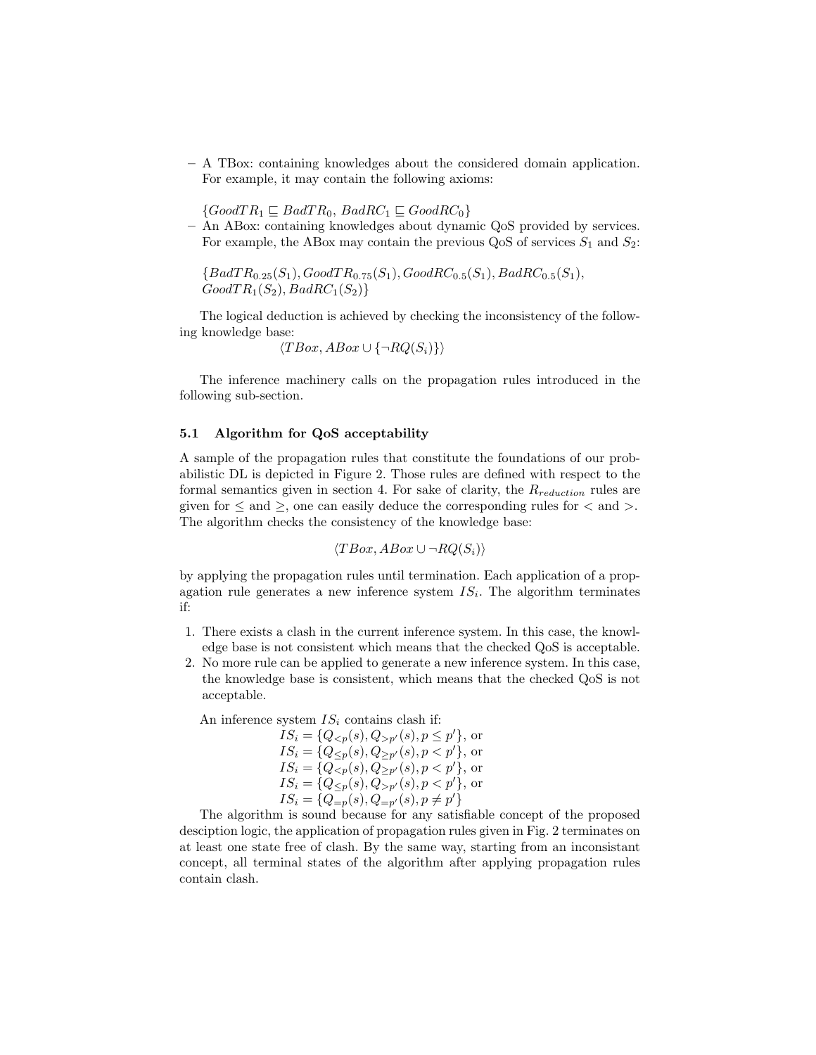– A TBox: containing knowledges about the considered domain application. For example, it may contain the following axioms:

  $\{GoodTR_1 \sqsubseteq BadTR_0,\ BadRC_1 \sqsubseteq GoodRC_0\}$
– An ABox: containing knowledges about dynamic QoS provided by services. For example, the ABox may contain the previous QoS of services $S_1$ and $S_2$:

  $\{BadTR_{0.25}(S_1), GoodTR_{0.75}(S_1), GoodRC_{0.5}(S_1), BadRC_{0.5}(S_1),$
  $GoodTR_1(S_2), BadRC_1(S_2)\}$

The logical deduction is achieved by checking the inconsistency of the following knowledge base:

$$\langle TBox, ABox \cup \{\neg RQ(S_i)\}\rangle$$

The inference machinery calls on the propagation rules introduced in the following sub-section.

### 5.1 Algorithm for QoS acceptability

A sample of the propagation rules that constitute the foundations of our probabilistic DL is depicted in Figure 2. Those rules are defined with respect to the formal semantics given in section 4. For sake of clarity, the $R_{reduction}$ rules are given for $\leq$ and $\geq$, one can easily deduce the corresponding rules for $<$ and $>$. The algorithm checks the consistency of the knowledge base:

$$\langle TBox, ABox \cup \neg RQ(S_i)\rangle$$

by applying the propagation rules until termination. Each application of a propagation rule generates a new inference system $IS_i$. The algorithm terminates if:

1. There exists a clash in the current inference system. In this case, the knowledge base is not consistent which means that the checked QoS is acceptable.
2. No more rule can be applied to generate a new inference system. In this case, the knowledge base is consistent, which means that the checked QoS is not acceptable.

An inference system $IS_i$ contains clash if:

$IS_i = \{Q_{<p}(s), Q_{>p'}(s), p \leq p'\}$, or
$IS_i = \{Q_{\leq p}(s), Q_{\geq p'}(s), p < p'\}$, or
$IS_i = \{Q_{<p}(s), Q_{\geq p'}(s), p < p'\}$, or
$IS_i = \{Q_{\leq p}(s), Q_{>p'}(s), p < p'\}$, or
$IS_i = \{Q_{=p}(s), Q_{=p'}(s), p \neq p'\}$

The algorithm is sound because for any satisfiable concept of the proposed desciption logic, the application of propagation rules given in Fig. 2 terminates on at least one state free of clash. By the same way, starting from an inconsistant concept, all terminal states of the algorithm after applying propagation rules contain clash.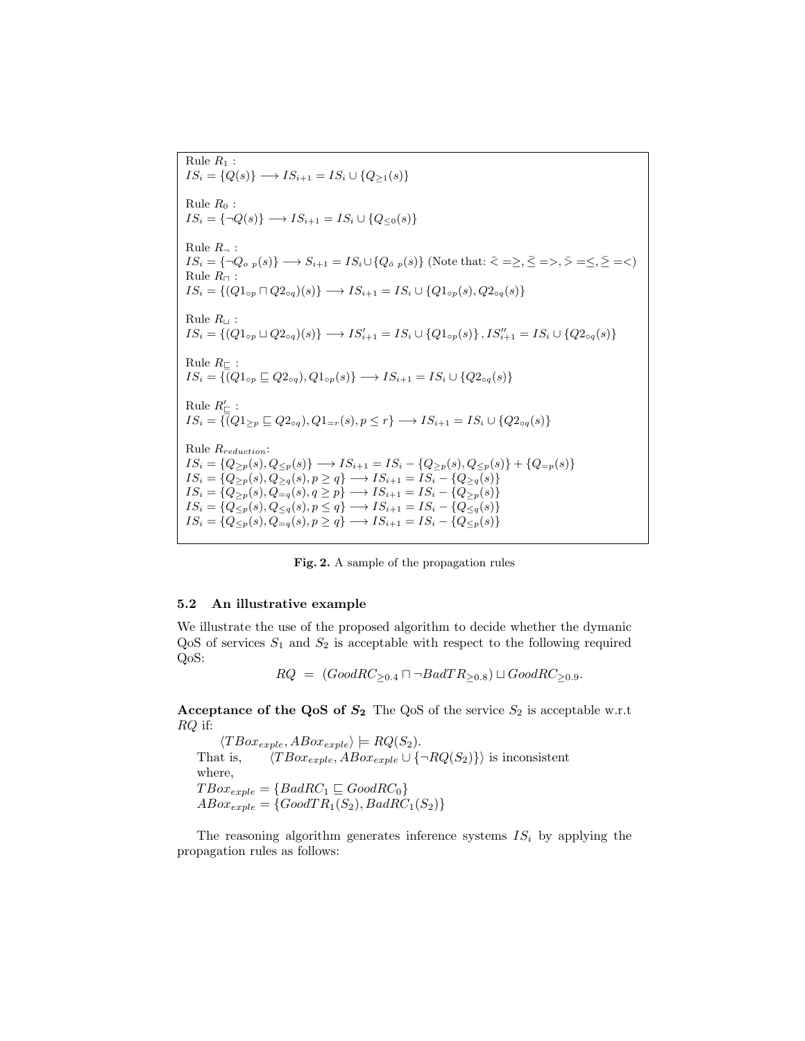Rule $R_1$ :
$IS_i = \{Q(s)\} \longrightarrow IS_{i+1} = IS_i \cup \{Q_{\geq 1}(s)\}$

Rule $R_0$ :
$IS_i = \{\neg Q(s)\} \longrightarrow IS_{i+1} = IS_i \cup \{Q_{\leq 0}(s)\}$

Rule $R_\neg$ :
$IS_i = \{\neg Q_{\circ\ p}(s)\} \longrightarrow S_{i+1} = IS_i \cup \{Q_{\bar{\circ}\ p}(s)\}$ (Note that: $\bar{<} = \geq, \bar{\leq} = >, \bar{>} = \leq, \bar{\geq} = <$)

Rule $R_\sqcap$ :
$IS_i = \{(Q1_{\circ p} \sqcap Q2_{\circ q})(s)\} \longrightarrow IS_{i+1} = IS_i \cup \{Q1_{\circ p}(s), Q2_{\circ q}(s)\}$

Rule $R_\sqcup$ :
$IS_i = \{(Q1_{\circ p} \sqcup Q2_{\circ q})(s)\} \longrightarrow IS'_{i+1} = IS_i \cup \{Q1_{\circ p}(s)\}, IS''_{i+1} = IS_i \cup \{Q2_{\circ q}(s)\}$

Rule $R_\sqsubseteq$ :
$IS_i = \{(Q1_{\circ p} \sqsubseteq Q2_{\circ q}), Q1_{\circ p}(s)\} \longrightarrow IS_{i+1} = IS_i \cup \{Q2_{\circ q}(s)\}$

Rule $R'_\sqsubseteq$ :
$IS_i = \{(Q1_{\geq p} \sqsubseteq Q2_{\circ q}), Q1_{=r}(s), p \leq r\} \longrightarrow IS_{i+1} = IS_i \cup \{Q2_{\circ q}(s)\}$

Rule $R_{reduction}$:
$IS_i = \{Q_{\geq p}(s), Q_{\leq p}(s)\} \longrightarrow IS_{i+1} = IS_i - \{Q_{\geq p}(s), Q_{\leq p}(s)\} + \{Q_{=p}(s)\}$
$IS_i = \{Q_{\geq p}(s), Q_{\geq q}(s), p \geq q\} \longrightarrow IS_{i+1} = IS_i - \{Q_{\geq q}(s)\}$
$IS_i = \{Q_{\geq p}(s), Q_{=q}(s), q \geq p\} \longrightarrow IS_{i+1} = IS_i - \{Q_{\geq p}(s)\}$
$IS_i = \{Q_{\leq p}(s), Q_{\leq q}(s), p \leq q\} \longrightarrow IS_{i+1} = IS_i - \{Q_{\leq q}(s)\}$
$IS_i = \{Q_{\leq p}(s), Q_{=q}(s), p \geq q\} \longrightarrow IS_{i+1} = IS_i - \{Q_{\leq p}(s)\}$

**Fig. 2.** A sample of the propagation rules

### 5.2 An illustrative example

We illustrate the use of the proposed algorithm to decide whether the dymanic QoS of services $S_1$ and $S_2$ is acceptable with respect to the following required QoS:

$$RQ \ = \ (GoodRC_{\geq 0.4} \sqcap \neg BadTR_{\geq 0.8}) \sqcup GoodRC_{\geq 0.9}.$$

**Acceptance of the QoS of $S_2$** The QoS of the service $S_2$ is acceptable w.r.t $RQ$ if:

$\langle TBox_{exple}, ABox_{exple}\rangle \models RQ(S_2)$.
That is, $\langle TBox_{exple}, ABox_{exple} \cup \{\neg RQ(S_2)\}\rangle$ is inconsistent
where,
$TBox_{exple} = \{BadRC_1 \sqsubseteq GoodRC_0\}$
$ABox_{exple} = \{GoodTR_1(S_2), BadRC_1(S_2)\}$

The reasoning algorithm generates inference systems $IS_i$ by applying the propagation rules as follows: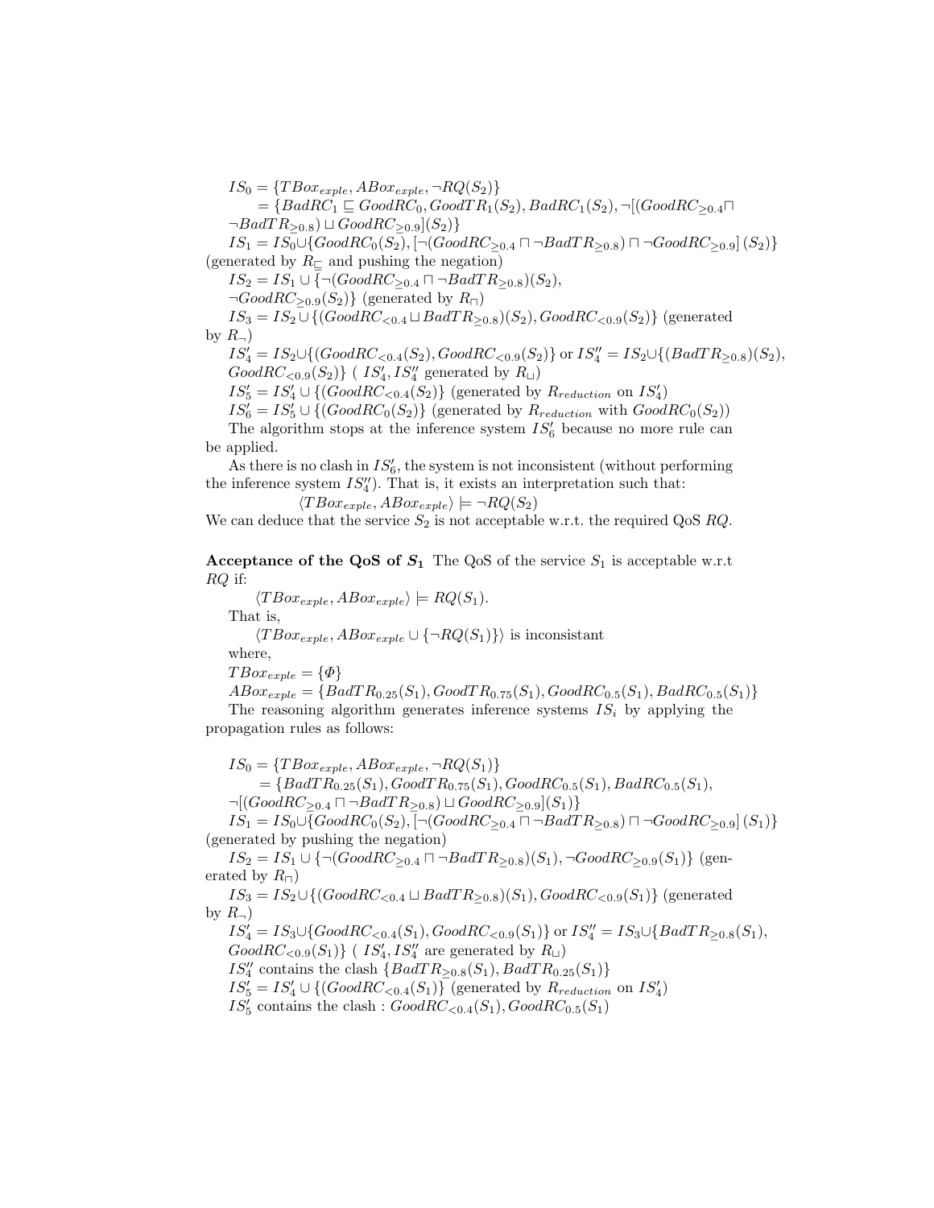$IS_0 = \{TBox_{exple}, ABox_{exple}, \neg RQ(S_2)\}$
$= \{BadRC_1 \sqsubseteq GoodRC_0, GoodTR_1(S_2), BadRC_1(S_2), \neg[(GoodRC_{\geq 0.4} \sqcap \neg BadTR_{\geq 0.8}) \sqcup GoodRC_{\geq 0.9}](S_2)\}$

$IS_1 = IS_0 \cup \{GoodRC_0(S_2), [\neg(GoodRC_{\geq 0.4} \sqcap \neg BadTR_{\geq 0.8}) \sqcap \neg GoodRC_{\geq 0.9}]\,(S_2)\}$ (generated by $R_{\sqsubseteq}$ and pushing the negation)

$IS_2 = IS_1 \cup \{\neg(GoodRC_{\geq 0.4} \sqcap \neg BadTR_{\geq 0.8})(S_2), \neg GoodRC_{\geq 0.9}(S_2)\}$ (generated by $R_{\sqcap}$)

$IS_3 = IS_2 \cup \{(GoodRC_{<0.4} \sqcup BadTR_{\geq 0.8})(S_2), GoodRC_{<0.9}(S_2)\}$ (generated by $R_{\neg}$)

$IS'_4 = IS_2 \cup \{(GoodRC_{<0.4}(S_2), GoodRC_{<0.9}(S_2)\}$ or $IS''_4 = IS_2 \cup \{(BadTR_{\geq 0.8})(S_2), GoodRC_{<0.9}(S_2)\}$ ( $IS'_4, IS''_4$ generated by $R_{\sqcup}$)

$IS'_5 = IS'_4 \cup \{(GoodRC_{<0.4}(S_2)\}$ (generated by $R_{reduction}$ on $IS'_4$)

$IS'_6 = IS'_5 \cup \{(GoodRC_0(S_2)\}$ (generated by $R_{reduction}$ with $GoodRC_0(S_2)$)

The algorithm stops at the inference system $IS'_6$ because no more rule can be applied.

As there is no clash in $IS'_6$, the system is not inconsistent (without performing the inference system $IS''_4$). That is, it exists an interpretation such that:

$$\langle TBox_{exple}, ABox_{exple}\rangle \models \neg RQ(S_2)$$

We can deduce that the service $S_2$ is not acceptable w.r.t. the required QoS $RQ$.

**Acceptance of the QoS of $S_1$** The QoS of the service $S_1$ is acceptable w.r.t $RQ$ if:

$\langle TBox_{exple}, ABox_{exple}\rangle \models RQ(S_1)$.

That is,

$\langle TBox_{exple}, ABox_{exple} \cup \{\neg RQ(S_1)\}\rangle$ is inconsistant

where,

$TBox_{exple} = \{\Phi\}$

$ABox_{exple} = \{BadTR_{0.25}(S_1), GoodTR_{0.75}(S_1), GoodRC_{0.5}(S_1), BadRC_{0.5}(S_1)\}$

The reasoning algorithm generates inference systems $IS_i$ by applying the propagation rules as follows:

$IS_0 = \{TBox_{exple}, ABox_{exple}, \neg RQ(S_1)\}$
$= \{BadTR_{0.25}(S_1), GoodTR_{0.75}(S_1), GoodRC_{0.5}(S_1), BadRC_{0.5}(S_1), \neg[(GoodRC_{\geq 0.4} \sqcap \neg BadTR_{\geq 0.8}) \sqcup GoodRC_{\geq 0.9}](S_1)\}$

$IS_1 = IS_0 \cup \{GoodRC_0(S_2), [\neg(GoodRC_{\geq 0.4} \sqcap \neg BadTR_{\geq 0.8}) \sqcap \neg GoodRC_{\geq 0.9}]\,(S_1)\}$ (generated by pushing the negation)

$IS_2 = IS_1 \cup \{\neg(GoodRC_{\geq 0.4} \sqcap \neg BadTR_{\geq 0.8})(S_1), \neg GoodRC_{\geq 0.9}(S_1)\}$ (generated by $R_{\sqcap}$)

$IS_3 = IS_2 \cup \{(GoodRC_{<0.4} \sqcup BadTR_{\geq 0.8})(S_1), GoodRC_{<0.9}(S_1)\}$ (generated by $R_{\neg}$)

$IS'_4 = IS_3 \cup \{GoodRC_{<0.4}(S_1), GoodRC_{<0.9}(S_1)\}$ or $IS''_4 = IS_3 \cup \{BadTR_{\geq 0.8}(S_1), GoodRC_{<0.9}(S_1)\}$ ( $IS'_4, IS''_4$ are generated by $R_{\sqcup}$)

$IS''_4$ contains the clash $\{BadTR_{\geq 0.8}(S_1), BadTR_{0.25}(S_1)\}$

$IS'_5 = IS'_4 \cup \{(GoodRC_{<0.4}(S_1)\}$ (generated by $R_{reduction}$ on $IS'_4$)

$IS'_5$ contains the clash : $GoodRC_{<0.4}(S_1), GoodRC_{0.5}(S_1)$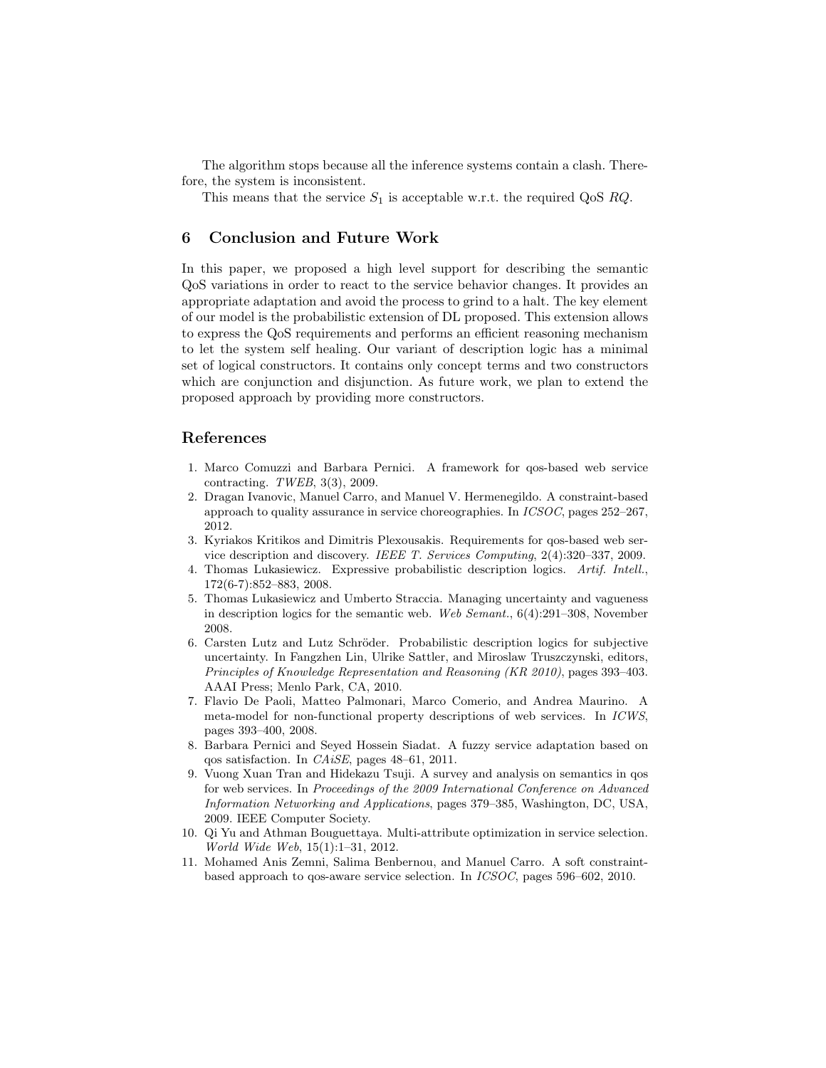The algorithm stops because all the inference systems contain a clash. Therefore, the system is inconsistent.

This means that the service $S_1$ is acceptable w.r.t. the required QoS $RQ$.

## 6 Conclusion and Future Work

In this paper, we proposed a high level support for describing the semantic QoS variations in order to react to the service behavior changes. It provides an appropriate adaptation and avoid the process to grind to a halt. The key element of our model is the probabilistic extension of DL proposed. This extension allows to express the QoS requirements and performs an efficient reasoning mechanism to let the system self healing. Our variant of description logic has a minimal set of logical constructors. It contains only concept terms and two constructors which are conjunction and disjunction. As future work, we plan to extend the proposed approach by providing more constructors.

## References

1. Marco Comuzzi and Barbara Pernici. A framework for qos-based web service contracting. *TWEB*, 3(3), 2009.
2. Dragan Ivanovic, Manuel Carro, and Manuel V. Hermenegildo. A constraint-based approach to quality assurance in service choreographies. In *ICSOC*, pages 252–267, 2012.
3. Kyriakos Kritikos and Dimitris Plexousakis. Requirements for qos-based web service description and discovery. *IEEE T. Services Computing*, 2(4):320–337, 2009.
4. Thomas Lukasiewicz. Expressive probabilistic description logics. *Artif. Intell.*, 172(6-7):852–883, 2008.
5. Thomas Lukasiewicz and Umberto Straccia. Managing uncertainty and vagueness in description logics for the semantic web. *Web Semant.*, 6(4):291–308, November 2008.
6. Carsten Lutz and Lutz Schröder. Probabilistic description logics for subjective uncertainty. In Fangzhen Lin, Ulrike Sattler, and Miroslaw Truszczynski, editors, *Principles of Knowledge Representation and Reasoning (KR 2010)*, pages 393–403. AAAI Press; Menlo Park, CA, 2010.
7. Flavio De Paoli, Matteo Palmonari, Marco Comerio, and Andrea Maurino. A meta-model for non-functional property descriptions of web services. In *ICWS*, pages 393–400, 2008.
8. Barbara Pernici and Seyed Hossein Siadat. A fuzzy service adaptation based on qos satisfaction. In *CAiSE*, pages 48–61, 2011.
9. Vuong Xuan Tran and Hidekazu Tsuji. A survey and analysis on semantics in qos for web services. In *Proceedings of the 2009 International Conference on Advanced Information Networking and Applications*, pages 379–385, Washington, DC, USA, 2009. IEEE Computer Society.
10. Qi Yu and Athman Bouguettaya. Multi-attribute optimization in service selection. *World Wide Web*, 15(1):1–31, 2012.
11. Mohamed Anis Zemni, Salima Benbernou, and Manuel Carro. A soft constraint-based approach to qos-aware service selection. In *ICSOC*, pages 596–602, 2010.